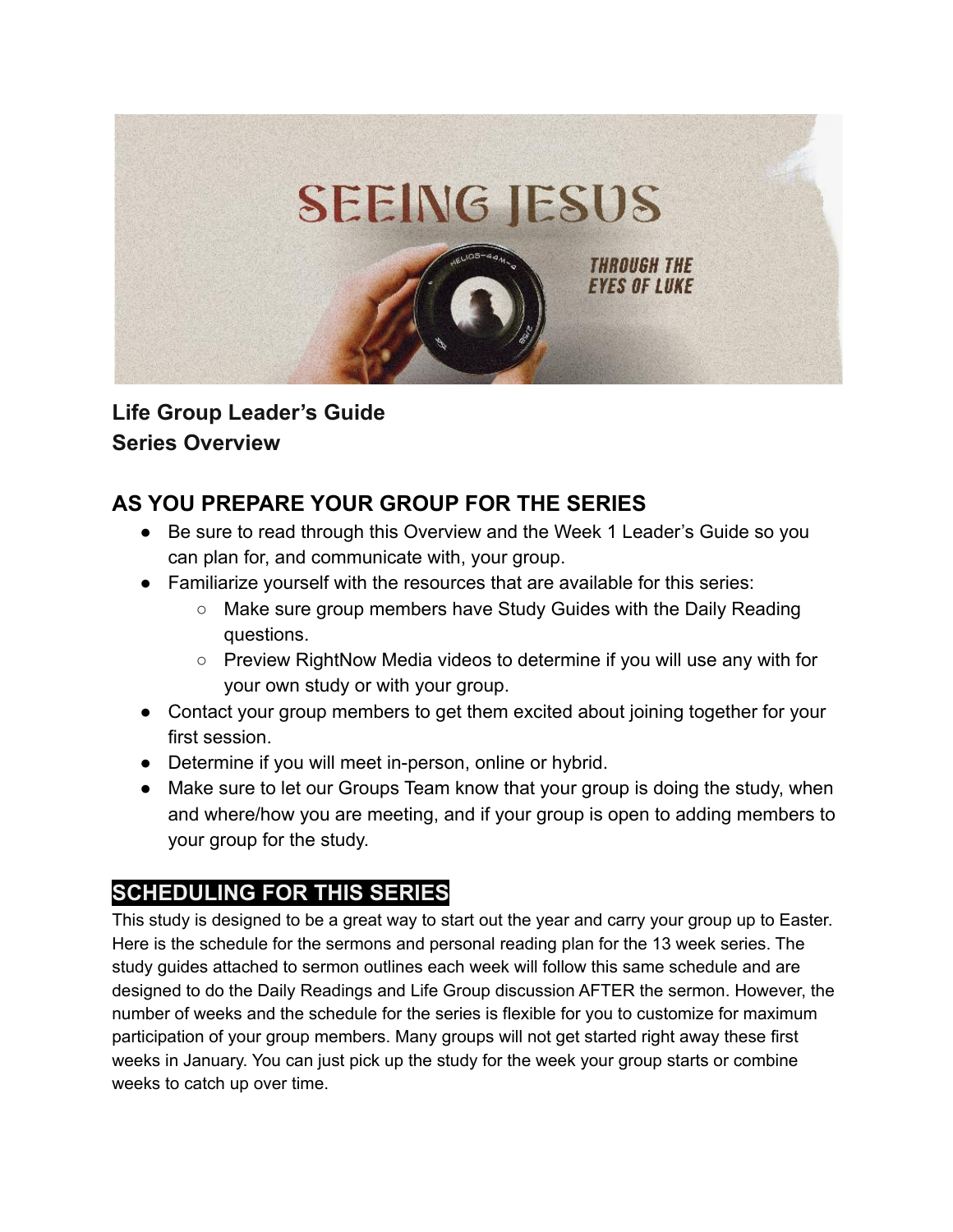# SEEING JESUS

THROUGH THE EYES OF LUKE

**Life Group Leader's Guide**
**Series Overview**

## AS YOU PREPARE YOUR GROUP FOR THE SERIES

- Be sure to read through this Overview and the Week 1 Leader's Guide so you can plan for, and communicate with, your group.
- Familiarize yourself with the resources that are available for this series:
  - Make sure group members have Study Guides with the Daily Reading questions.
  - Preview RightNow Media videos to determine if you will use any with for your own study or with your group.
- Contact your group members to get them excited about joining together for your first session.
- Determine if you will meet in-person, online or hybrid.
- Make sure to let our Groups Team know that your group is doing the study, when and where/how you are meeting, and if your group is open to adding members to your group for the study.

## SCHEDULING FOR THIS SERIES

This study is designed to be a great way to start out the year and carry your group up to Easter. Here is the schedule for the sermons and personal reading plan for the 13 week series. The study guides attached to sermon outlines each week will follow this same schedule and are designed to do the Daily Readings and Life Group discussion AFTER the sermon. However, the number of weeks and the schedule for the series is flexible for you to customize for maximum participation of your group members. Many groups will not get started right away these first weeks in January. You can just pick up the study for the week your group starts or combine weeks to catch up over time.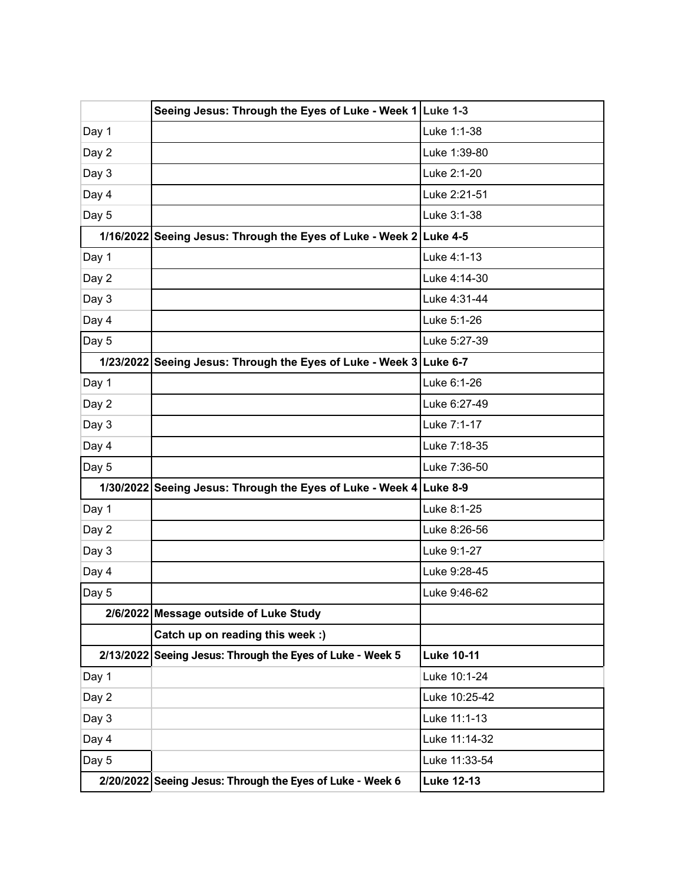| | Seeing Jesus: Through the Eyes of Luke - Week 1 | Luke 1-3 |
|---|---|---|
| Day 1 | | Luke 1:1-38 |
| Day 2 | | Luke 1:39-80 |
| Day 3 | | Luke 2:1-20 |
| Day 4 | | Luke 2:21-51 |
| Day 5 | | Luke 3:1-38 |
| **1/16/2022** | **Seeing Jesus: Through the Eyes of Luke - Week 2** | **Luke 4-5** |
| Day 1 | | Luke 4:1-13 |
| Day 2 | | Luke 4:14-30 |
| Day 3 | | Luke 4:31-44 |
| Day 4 | | Luke 5:1-26 |
| Day 5 | | Luke 5:27-39 |
| **1/23/2022** | **Seeing Jesus: Through the Eyes of Luke - Week 3** | **Luke 6-7** |
| Day 1 | | Luke 6:1-26 |
| Day 2 | | Luke 6:27-49 |
| Day 3 | | Luke 7:1-17 |
| Day 4 | | Luke 7:18-35 |
| Day 5 | | Luke 7:36-50 |
| **1/30/2022** | **Seeing Jesus: Through the Eyes of Luke - Week 4** | **Luke 8-9** |
| Day 1 | | Luke 8:1-25 |
| Day 2 | | Luke 8:26-56 |
| Day 3 | | Luke 9:1-27 |
| Day 4 | | Luke 9:28-45 |
| Day 5 | | Luke 9:46-62 |
| **2/6/2022** | **Message outside of Luke Study** | |
| | **Catch up on reading this week :)** | |
| **2/13/2022** | **Seeing Jesus: Through the Eyes of Luke - Week 5** | **Luke 10-11** |
| Day 1 | | Luke 10:1-24 |
| Day 2 | | Luke 10:25-42 |
| Day 3 | | Luke 11:1-13 |
| Day 4 | | Luke 11:14-32 |
| Day 5 | | Luke 11:33-54 |
| **2/20/2022** | **Seeing Jesus: Through the Eyes of Luke - Week 6** | **Luke 12-13** |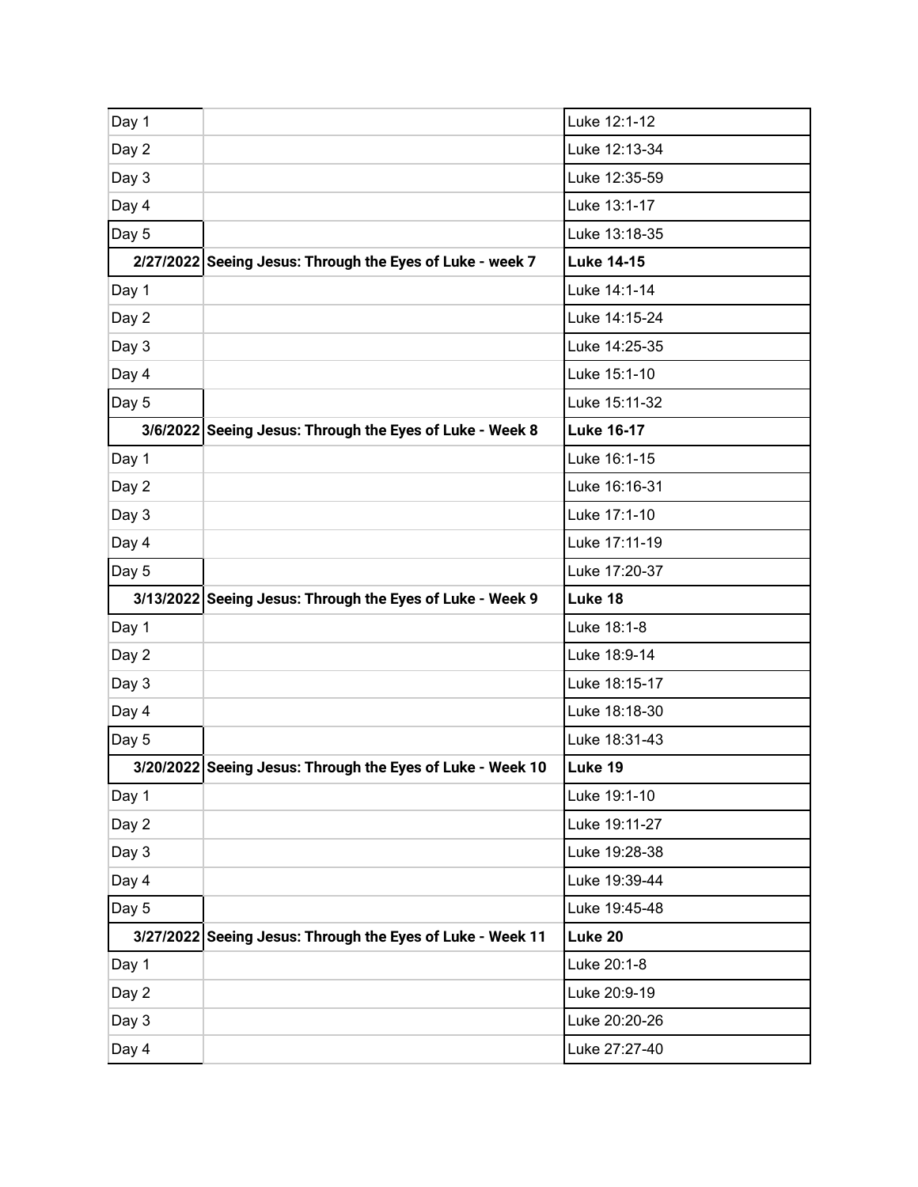| Day 1 | | Luke 12:1-12 |
|---|---|---|
| Day 2 | | Luke 12:13-34 |
| Day 3 | | Luke 12:35-59 |
| Day 4 | | Luke 13:1-17 |
| Day 5 | | Luke 13:18-35 |
| **2/27/2022** | **Seeing Jesus: Through the Eyes of Luke - week 7** | **Luke 14-15** |
| Day 1 | | Luke 14:1-14 |
| Day 2 | | Luke 14:15-24 |
| Day 3 | | Luke 14:25-35 |
| Day 4 | | Luke 15:1-10 |
| Day 5 | | Luke 15:11-32 |
| **3/6/2022** | **Seeing Jesus: Through the Eyes of Luke - Week 8** | **Luke 16-17** |
| Day 1 | | Luke 16:1-15 |
| Day 2 | | Luke 16:16-31 |
| Day 3 | | Luke 17:1-10 |
| Day 4 | | Luke 17:11-19 |
| Day 5 | | Luke 17:20-37 |
| **3/13/2022** | **Seeing Jesus: Through the Eyes of Luke - Week 9** | **Luke 18** |
| Day 1 | | Luke 18:1-8 |
| Day 2 | | Luke 18:9-14 |
| Day 3 | | Luke 18:15-17 |
| Day 4 | | Luke 18:18-30 |
| Day 5 | | Luke 18:31-43 |
| **3/20/2022** | **Seeing Jesus: Through the Eyes of Luke - Week 10** | **Luke 19** |
| Day 1 | | Luke 19:1-10 |
| Day 2 | | Luke 19:11-27 |
| Day 3 | | Luke 19:28-38 |
| Day 4 | | Luke 19:39-44 |
| Day 5 | | Luke 19:45-48 |
| **3/27/2022** | **Seeing Jesus: Through the Eyes of Luke - Week 11** | **Luke 20** |
| Day 1 | | Luke 20:1-8 |
| Day 2 | | Luke 20:9-19 |
| Day 3 | | Luke 20:20-26 |
| Day 4 | | Luke 27:27-40 |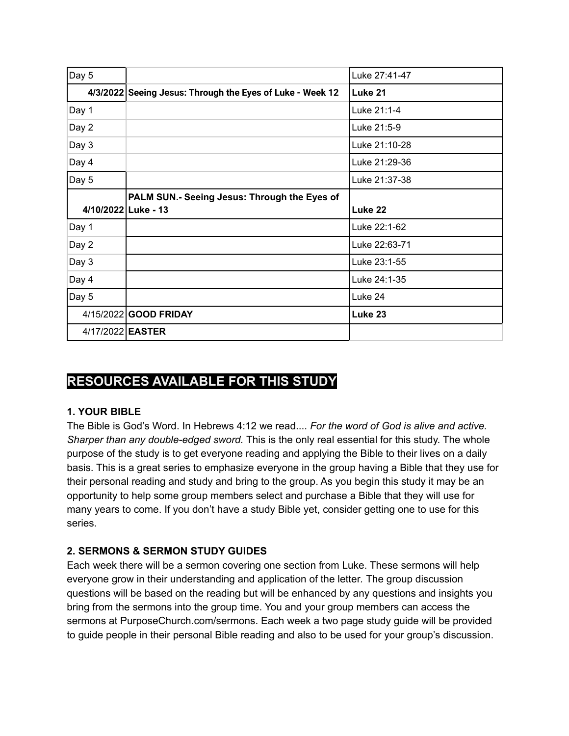| | | |
|---|---|---|
| Day 5 | | Luke 27:41-47 |
| **4/3/2022** | **Seeing Jesus: Through the Eyes of Luke - Week 12** | **Luke 21** |
| Day 1 | | Luke 21:1-4 |
| Day 2 | | Luke 21:5-9 |
| Day 3 | | Luke 21:10-28 |
| Day 4 | | Luke 21:29-36 |
| Day 5 | | Luke 21:37-38 |
| **4/10/2022** | **PALM SUN.- Seeing Jesus: Through the Eyes of Luke - 13** | **Luke 22** |
| Day 1 | | Luke 22:1-62 |
| Day 2 | | Luke 22:63-71 |
| Day 3 | | Luke 23:1-55 |
| Day 4 | | Luke 24:1-35 |
| Day 5 | | Luke 24 |
| 4/15/2022 | **GOOD FRIDAY** | **Luke 23** |
| 4/17/2022 | **EASTER** | |

## RESOURCES AVAILABLE FOR THIS STUDY

### 1. YOUR BIBLE

The Bible is God's Word. In Hebrews 4:12 we read.... *For the word of God is alive and active. Sharper than any double-edged sword.* This is the only real essential for this study. The whole purpose of the study is to get everyone reading and applying the Bible to their lives on a daily basis. This is a great series to emphasize everyone in the group having a Bible that they use for their personal reading and study and bring to the group. As you begin this study it may be an opportunity to help some group members select and purchase a Bible that they will use for many years to come. If you don't have a study Bible yet, consider getting one to use for this series.

### 2. SERMONS & SERMON STUDY GUIDES

Each week there will be a sermon covering one section from Luke. These sermons will help everyone grow in their understanding and application of the letter. The group discussion questions will be based on the reading but will be enhanced by any questions and insights you bring from the sermons into the group time. You and your group members can access the sermons at PurposeChurch.com/sermons. Each week a two page study guide will be provided to guide people in their personal Bible reading and also to be used for your group's discussion.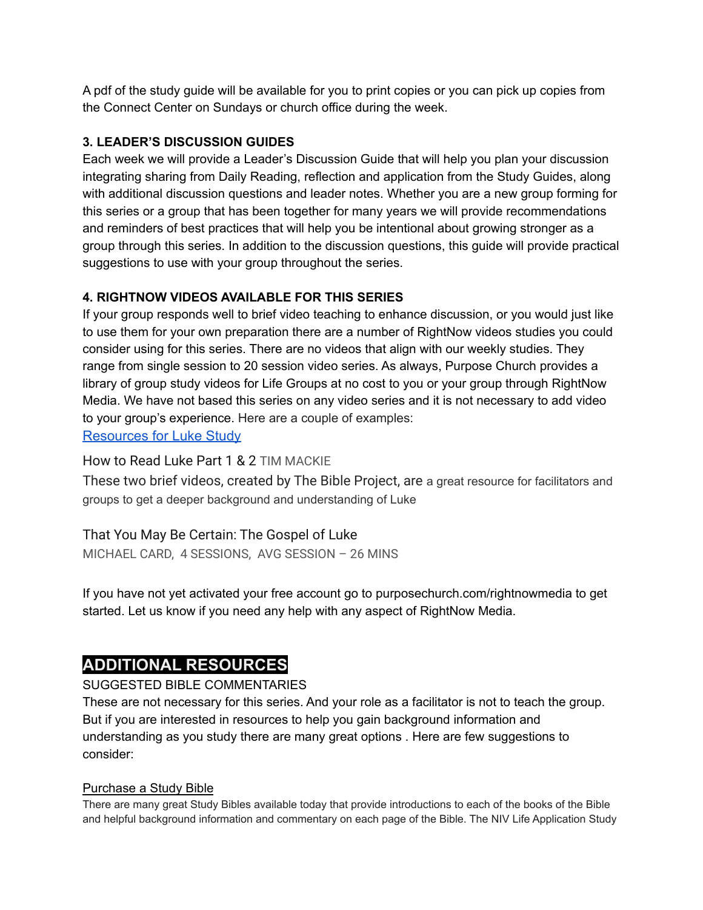A pdf of the study guide will be available for you to print copies or you can pick up copies from the Connect Center on Sundays or church office during the week.

**3. LEADER'S DISCUSSION GUIDES**

Each week we will provide a Leader's Discussion Guide that will help you plan your discussion integrating sharing from Daily Reading, reflection and application from the Study Guides, along with additional discussion questions and leader notes. Whether you are a new group forming for this series or a group that has been together for many years we will provide recommendations and reminders of best practices that will help you be intentional about growing stronger as a group through this series. In addition to the discussion questions, this guide will provide practical suggestions to use with your group throughout the series.

**4. RIGHTNOW VIDEOS AVAILABLE FOR THIS SERIES**

If your group responds well to brief video teaching to enhance discussion, or you would just like to use them for your own preparation there are a number of RightNow videos studies you could consider using for this series. There are no videos that align with our weekly studies. They range from single session to 20 session video series. As always, Purpose Church provides a library of group study videos for Life Groups at no cost to you or your group through RightNow Media. We have not based this series on any video series and it is not necessary to add video to your group's experience. Here are a couple of examples:

[Resources for Luke Study]

How to Read Luke Part 1 & 2 TIM MACKIE

These two brief videos, created by The Bible Project, are a great resource for facilitators and groups to get a deeper background and understanding of Luke

That You May Be Certain: The Gospel of Luke

MICHAEL CARD, 4 SESSIONS, AVG SESSION – 26 MINS

If you have not yet activated your free account go to purposechurch.com/rightnowmedia to get started. Let us know if you need any help with any aspect of RightNow Media.

## ADDITIONAL RESOURCES

SUGGESTED BIBLE COMMENTARIES

These are not necessary for this series. And your role as a facilitator is not to teach the group. But if you are interested in resources to help you gain background information and understanding as you study there are many great options . Here are few suggestions to consider:

Purchase a Study Bible

There are many great Study Bibles available today that provide introductions to each of the books of the Bible and helpful background information and commentary on each page of the Bible. The NIV Life Application Study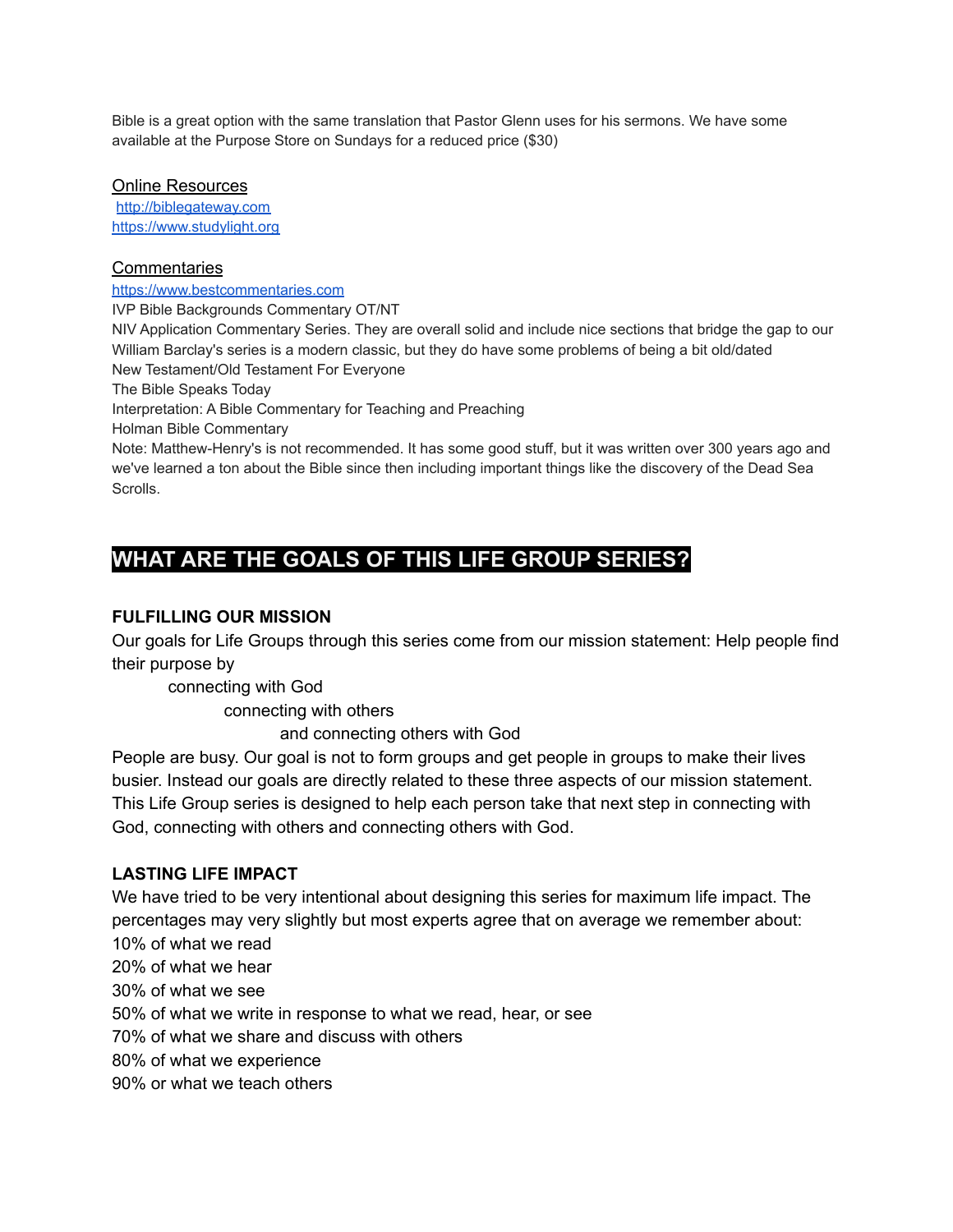Bible is a great option with the same translation that Pastor Glenn uses for his sermons. We have some available at the Purpose Store on Sundays for a reduced price ($30)

Online Resources

[http://biblegateway.com](http://biblegateway.com)
[https://www.studylight.org](https://www.studylight.org)

Commentaries

[https://www.bestcommentaries.com](https://www.bestcommentaries.com)
IVP Bible Backgrounds Commentary OT/NT
NIV Application Commentary Series. They are overall solid and include nice sections that bridge the gap to our
William Barclay's series is a modern classic, but they do have some problems of being a bit old/dated
New Testament/Old Testament For Everyone
The Bible Speaks Today
Interpretation: A Bible Commentary for Teaching and Preaching
Holman Bible Commentary
Note: Matthew-Henry's is not recommended. It has some good stuff, but it was written over 300 years ago and we've learned a ton about the Bible since then including important things like the discovery of the Dead Sea Scrolls.

## WHAT ARE THE GOALS OF THIS LIFE GROUP SERIES?

### FULFILLING OUR MISSION

Our goals for Life Groups through this series come from our mission statement: Help people find their purpose by

connecting with God

connecting with others

and connecting others with God

People are busy. Our goal is not to form groups and get people in groups to make their lives busier. Instead our goals are directly related to these three aspects of our mission statement. This Life Group series is designed to help each person take that next step in connecting with God, connecting with others and connecting others with God.

### LASTING LIFE IMPACT

We have tried to be very intentional about designing this series for maximum life impact. The percentages may very slightly but most experts agree that on average we remember about:

10% of what we read
20% of what we hear
30% of what we see
50% of what we write in response to what we read, hear, or see
70% of what we share and discuss with others
80% of what we experience
90% or what we teach others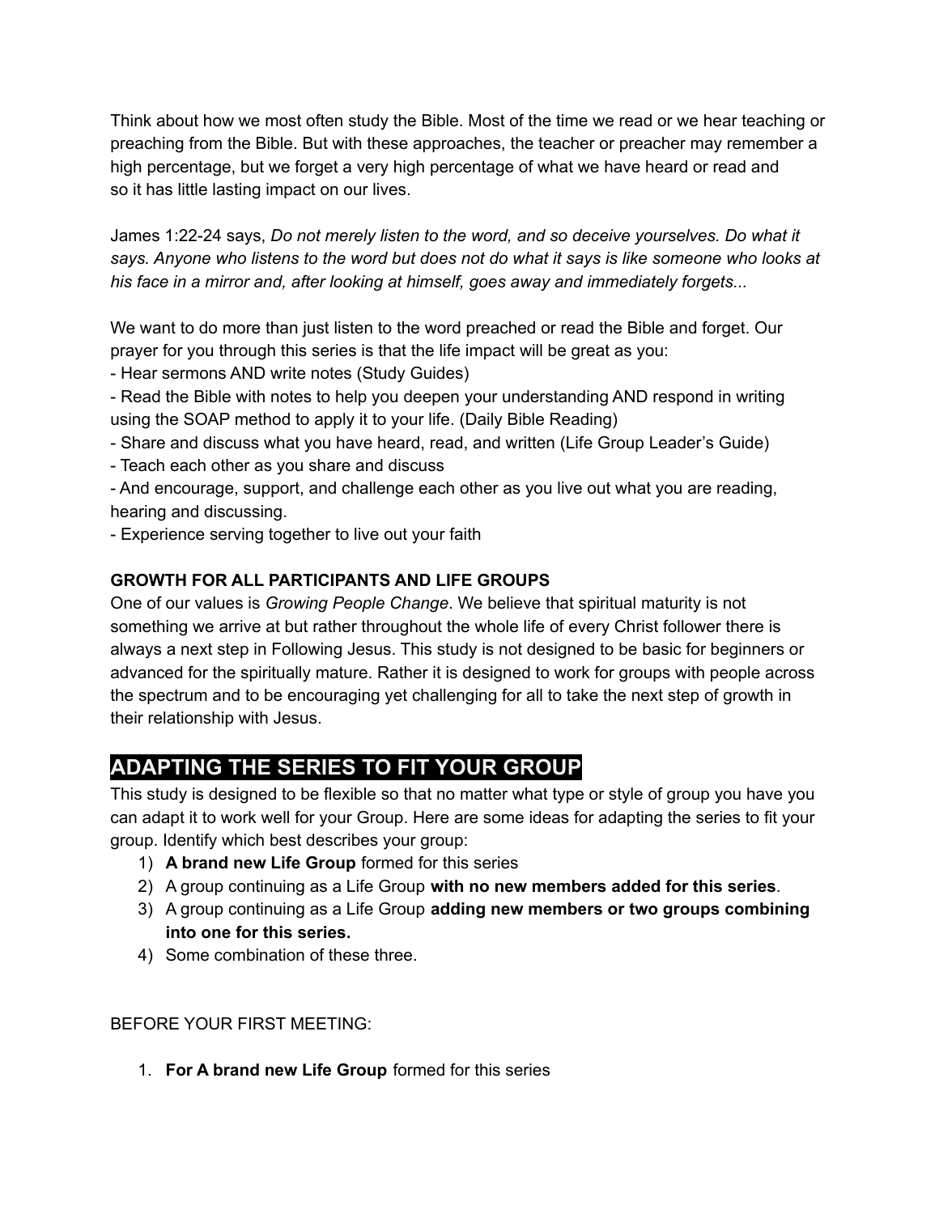Think about how we most often study the Bible. Most of the time we read or we hear teaching or preaching from the Bible. But with these approaches, the teacher or preacher may remember a high percentage, but we forget a very high percentage of what we have heard or read and so it has little lasting impact on our lives.

James 1:22-24 says, *Do not merely listen to the word, and so deceive yourselves. Do what it says. Anyone who listens to the word but does not do what it says is like someone who looks at his face in a mirror and, after looking at himself, goes away and immediately forgets...*

We want to do more than just listen to the word preached or read the Bible and forget. Our prayer for you through this series is that the life impact will be great as you:

- Hear sermons AND write notes (Study Guides)
- Read the Bible with notes to help you deepen your understanding AND respond in writing using the SOAP method to apply it to your life. (Daily Bible Reading)
- Share and discuss what you have heard, read, and written (Life Group Leader's Guide)
- Teach each other as you share and discuss
- And encourage, support, and challenge each other as you live out what you are reading, hearing and discussing.
- Experience serving together to live out your faith

**GROWTH FOR ALL PARTICIPANTS AND LIFE GROUPS**

One of our values is *Growing People Change*. We believe that spiritual maturity is not something we arrive at but rather throughout the whole life of every Christ follower there is always a next step in Following Jesus. This study is not designed to be basic for beginners or advanced for the spiritually mature. Rather it is designed to work for groups with people across the spectrum and to be encouraging yet challenging for all to take the next step of growth in their relationship with Jesus.

## ADAPTING THE SERIES TO FIT YOUR GROUP

This study is designed to be flexible so that no matter what type or style of group you have you can adapt it to work well for your Group. Here are some ideas for adapting the series to fit your group. Identify which best describes your group:

1) **A brand new Life Group** formed for this series
2) A group continuing as a Life Group **with no new members added for this series**.
3) A group continuing as a Life Group **adding new members or two groups combining into one for this series.**
4) Some combination of these three.

BEFORE YOUR FIRST MEETING:

1. **For A brand new Life Group** formed for this series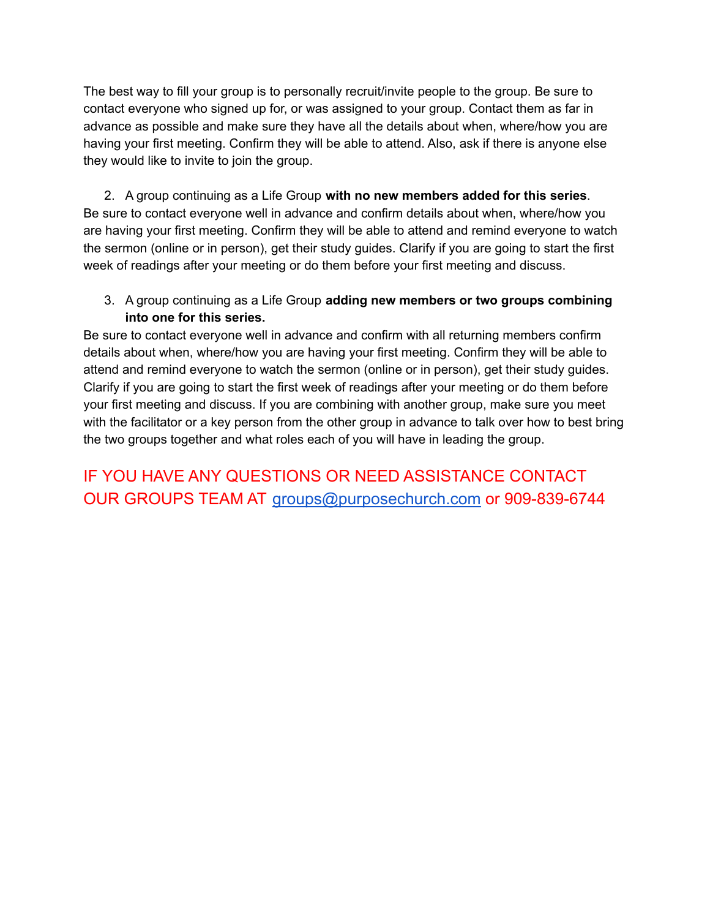The best way to fill your group is to personally recruit/invite people to the group. Be sure to contact everyone who signed up for, or was assigned to your group. Contact them as far in advance as possible and make sure they have all the details about when, where/how you are having your first meeting. Confirm they will be able to attend. Also, ask if there is anyone else they would like to invite to join the group.

2. A group continuing as a Life Group **with no new members added for this series**.

Be sure to contact everyone well in advance and confirm details about when, where/how you are having your first meeting. Confirm they will be able to attend and remind everyone to watch the sermon (online or in person), get their study guides. Clarify if you are going to start the first week of readings after your meeting or do them before your first meeting and discuss.

3. A group continuing as a Life Group **adding new members or two groups combining into one for this series.**

Be sure to contact everyone well in advance and confirm with all returning members confirm details about when, where/how you are having your first meeting. Confirm they will be able to attend and remind everyone to watch the sermon (online or in person), get their study guides. Clarify if you are going to start the first week of readings after your meeting or do them before your first meeting and discuss. If you are combining with another group, make sure you meet with the facilitator or a key person from the other group in advance to talk over how to best bring the two groups together and what roles each of you will have in leading the group.

IF YOU HAVE ANY QUESTIONS OR NEED ASSISTANCE CONTACT OUR GROUPS TEAM AT groups@purposechurch.com or 909-839-6744